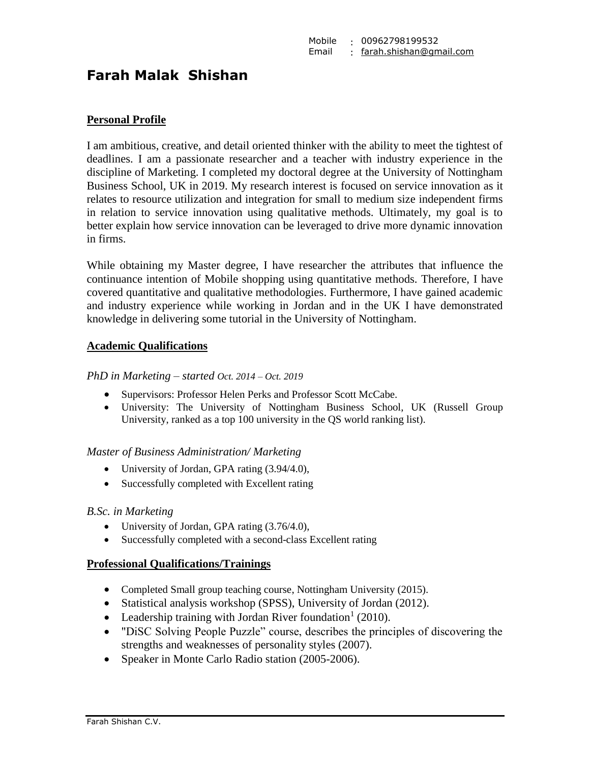Mobile : 00962798199532
Email : farah.shishan@gmail.com

# Farah Malak Shishan

## Personal Profile

I am ambitious, creative, and detail oriented thinker with the ability to meet the tightest of deadlines. I am a passionate researcher and a teacher with industry experience in the discipline of Marketing. I completed my doctoral degree at the University of Nottingham Business School, UK in 2019. My research interest is focused on service innovation as it relates to resource utilization and integration for small to medium size independent firms in relation to service innovation using qualitative methods. Ultimately, my goal is to better explain how service innovation can be leveraged to drive more dynamic innovation in firms.

While obtaining my Master degree, I have researcher the attributes that influence the continuance intention of Mobile shopping using quantitative methods. Therefore, I have covered quantitative and qualitative methodologies. Furthermore, I have gained academic and industry experience while working in Jordan and in the UK I have demonstrated knowledge in delivering some tutorial in the University of Nottingham.

## Academic Qualifications

*PhD in Marketing – started Oct. 2014 – Oct. 2019*

- Supervisors: Professor Helen Perks and Professor Scott McCabe.
- University: The University of Nottingham Business School, UK (Russell Group University, ranked as a top 100 university in the QS world ranking list).

*Master of Business Administration/ Marketing*

- University of Jordan, GPA rating (3.94/4.0),
- Successfully completed with Excellent rating

*B.Sc. in Marketing*

- University of Jordan, GPA rating (3.76/4.0),
- Successfully completed with a second-class Excellent rating

## Professional Qualifications/Trainings

- Completed Small group teaching course, Nottingham University (2015).
- Statistical analysis workshop (SPSS), University of Jordan (2012).
- Leadership training with Jordan River foundation[1] (2010).
- "DiSC Solving People Puzzle" course, describes the principles of discovering the strengths and weaknesses of personality styles (2007).
- Speaker in Monte Carlo Radio station (2005-2006).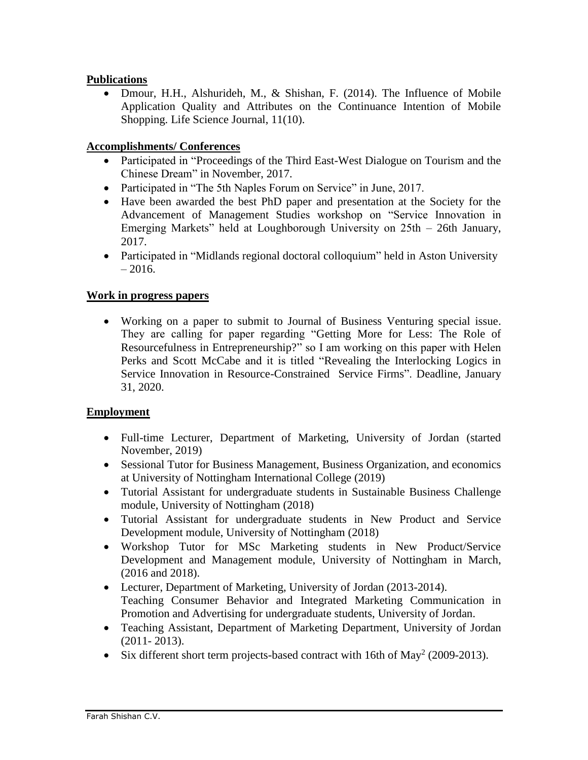## Publications

- Dmour, H.H., Alshurideh, M., & Shishan, F. (2014). The Influence of Mobile Application Quality and Attributes on the Continuance Intention of Mobile Shopping. Life Science Journal, 11(10).

## Accomplishments/ Conferences

- Participated in "Proceedings of the Third East-West Dialogue on Tourism and the Chinese Dream" in November, 2017.
- Participated in "The 5th Naples Forum on Service" in June, 2017.
- Have been awarded the best PhD paper and presentation at the Society for the Advancement of Management Studies workshop on "Service Innovation in Emerging Markets" held at Loughborough University on 25th – 26th January, 2017.
- Participated in "Midlands regional doctoral colloquium" held in Aston University – 2016.

## Work in progress papers

- Working on a paper to submit to Journal of Business Venturing special issue. They are calling for paper regarding "Getting More for Less: The Role of Resourcefulness in Entrepreneurship?" so I am working on this paper with Helen Perks and Scott McCabe and it is titled "Revealing the Interlocking Logics in Service Innovation in Resource-Constrained Service Firms". Deadline, January 31, 2020.

## Employment

- Full-time Lecturer, Department of Marketing, University of Jordan (started November, 2019)
- Sessional Tutor for Business Management, Business Organization, and economics at University of Nottingham International College (2019)
- Tutorial Assistant for undergraduate students in Sustainable Business Challenge module, University of Nottingham (2018)
- Tutorial Assistant for undergraduate students in New Product and Service Development module, University of Nottingham (2018)
- Workshop Tutor for MSc Marketing students in New Product/Service Development and Management module, University of Nottingham in March, (2016 and 2018).
- Lecturer, Department of Marketing, University of Jordan (2013-2014). Teaching Consumer Behavior and Integrated Marketing Communication in Promotion and Advertising for undergraduate students, University of Jordan.
- Teaching Assistant, Department of Marketing Department, University of Jordan (2011- 2013).
- Six different short term projects-based contract with 16th of May[2] (2009-2013).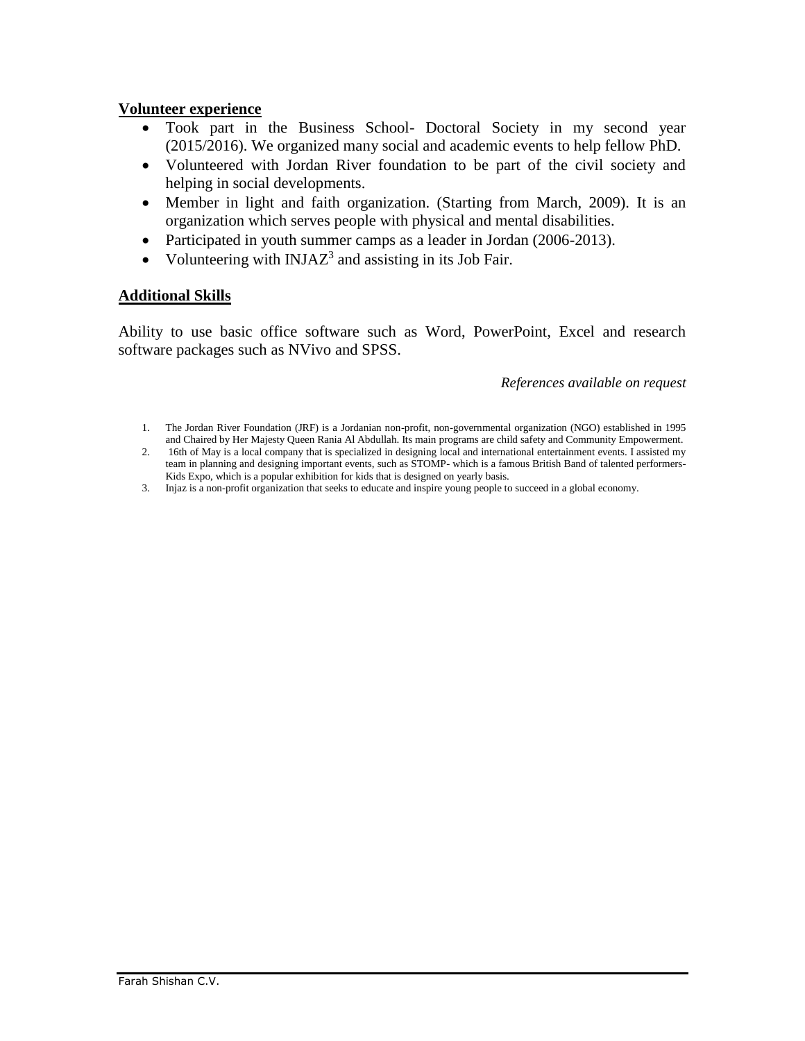## Volunteer experience

- Took part in the Business School- Doctoral Society in my second year (2015/2016). We organized many social and academic events to help fellow PhD.
- Volunteered with Jordan River foundation to be part of the civil society and helping in social developments.
- Member in light and faith organization. (Starting from March, 2009). It is an organization which serves people with physical and mental disabilities.
- Participated in youth summer camps as a leader in Jordan (2006-2013).
- Volunteering with INJAZ[3] and assisting in its Job Fair.

## Additional Skills

Ability to use basic office software such as Word, PowerPoint, Excel and research software packages such as NVivo and SPSS.

*References available on request*

1. The Jordan River Foundation (JRF) is a Jordanian non-profit, non-governmental organization (NGO) established in 1995 and Chaired by Her Majesty Queen Rania Al Abdullah. Its main programs are child safety and Community Empowerment.
2. 16th of May is a local company that is specialized in designing local and international entertainment events. I assisted my team in planning and designing important events, such as STOMP- which is a famous British Band of talented performers- Kids Expo, which is a popular exhibition for kids that is designed on yearly basis.
3. Injaz is a non-profit organization that seeks to educate and inspire young people to succeed in a global economy.